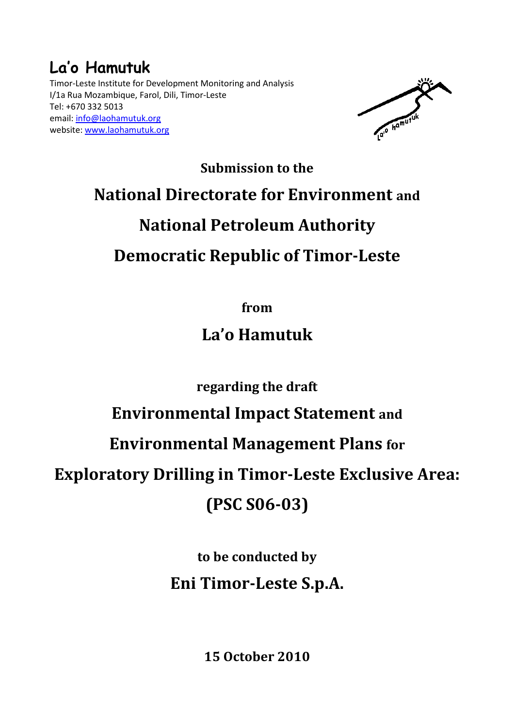# La'o Hamutuk

Timor-Leste Institute for Development Monitoring and Analysis
I/1a Rua Mozambique, Farol, Dili, Timor-Leste
Tel: +670 332 5013
email: info@laohamutuk.org
website: www.laohamutuk.org

**Submission to the**

**National Directorate for Environment and**

**National Petroleum Authority**

**Democratic Republic of Timor-Leste**

**from**

**La'o Hamutuk**

**regarding the draft**

**Environmental Impact Statement and**

**Environmental Management Plans for**

**Exploratory Drilling in Timor-Leste Exclusive Area:**

**(PSC S06-03)**

**to be conducted by**

**Eni Timor-Leste S.p.A.**

**15 October 2010**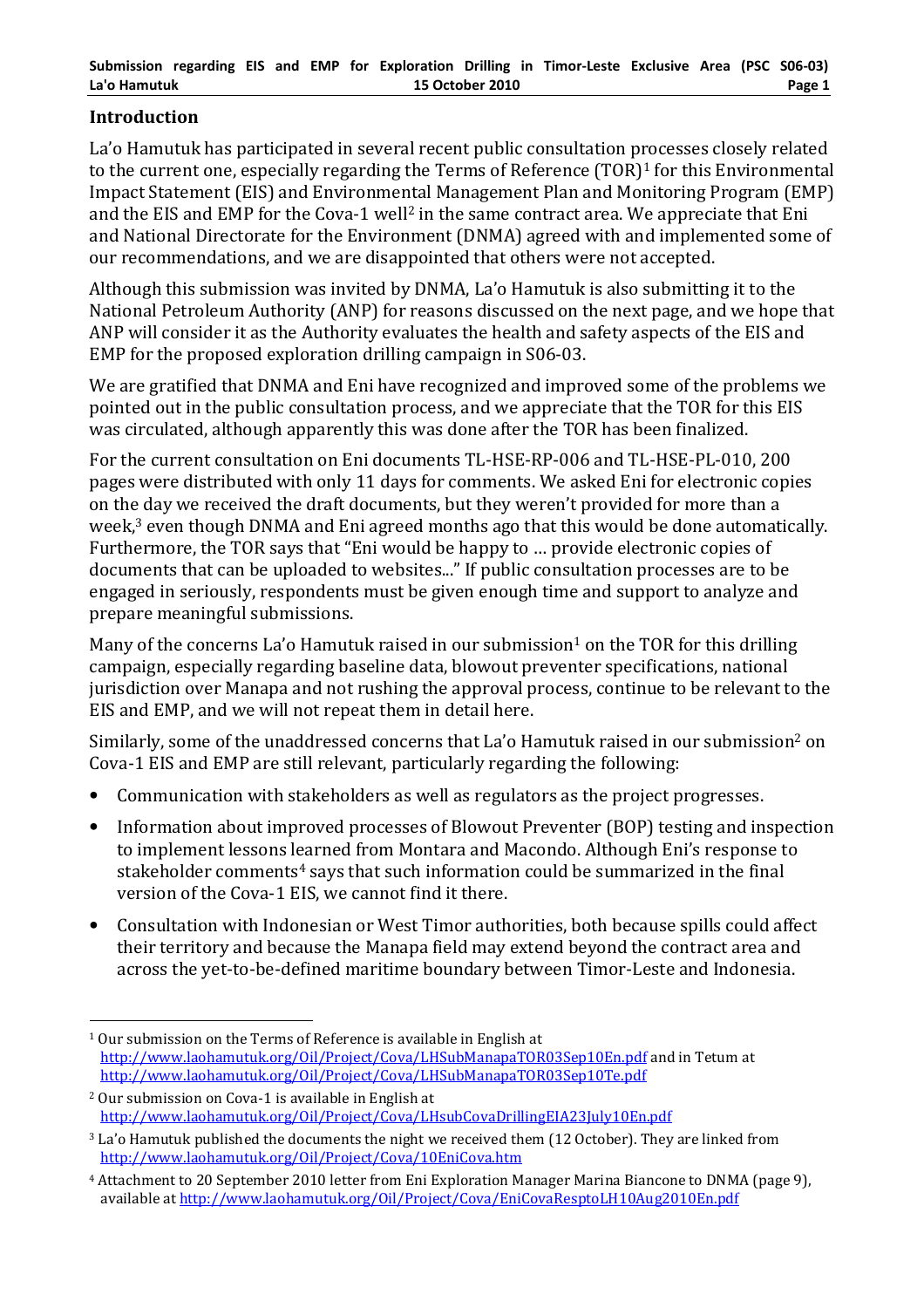## Introduction

La'o Hamutuk has participated in several recent public consultation processes closely related to the current one, especially regarding the Terms of Reference (TOR)[1] for this Environmental Impact Statement (EIS) and Environmental Management Plan and Monitoring Program (EMP) and the EIS and EMP for the Cova-1 well[2] in the same contract area. We appreciate that Eni and National Directorate for the Environment (DNMA) agreed with and implemented some of our recommendations, and we are disappointed that others were not accepted.

Although this submission was invited by DNMA, La'o Hamutuk is also submitting it to the National Petroleum Authority (ANP) for reasons discussed on the next page, and we hope that ANP will consider it as the Authority evaluates the health and safety aspects of the EIS and EMP for the proposed exploration drilling campaign in S06-03.

We are gratified that DNMA and Eni have recognized and improved some of the problems we pointed out in the public consultation process, and we appreciate that the TOR for this EIS was circulated, although apparently this was done after the TOR has been finalized.

For the current consultation on Eni documents TL-HSE-RP-006 and TL-HSE-PL-010, 200 pages were distributed with only 11 days for comments. We asked Eni for electronic copies on the day we received the draft documents, but they weren't provided for more than a week,[3] even though DNMA and Eni agreed months ago that this would be done automatically. Furthermore, the TOR says that "Eni would be happy to … provide electronic copies of documents that can be uploaded to websites..." If public consultation processes are to be engaged in seriously, respondents must be given enough time and support to analyze and prepare meaningful submissions.

Many of the concerns La'o Hamutuk raised in our submission[1] on the TOR for this drilling campaign, especially regarding baseline data, blowout preventer specifications, national jurisdiction over Manapa and not rushing the approval process, continue to be relevant to the EIS and EMP, and we will not repeat them in detail here.

Similarly, some of the unaddressed concerns that La'o Hamutuk raised in our submission[2] on Cova-1 EIS and EMP are still relevant, particularly regarding the following:

- Communication with stakeholders as well as regulators as the project progresses.
- Information about improved processes of Blowout Preventer (BOP) testing and inspection to implement lessons learned from Montara and Macondo. Although Eni's response to stakeholder comments[4] says that such information could be summarized in the final version of the Cova-1 EIS, we cannot find it there.
- Consultation with Indonesian or West Timor authorities, both because spills could affect their territory and because the Manapa field may extend beyond the contract area and across the yet-to-be-defined maritime boundary between Timor-Leste and Indonesia.

---

[1] Our submission on the Terms of Reference is available in English at http://www.laohamutuk.org/Oil/Project/Cova/LHSubManapaTOR03Sep10En.pdf and in Tetum at http://www.laohamutuk.org/Oil/Project/Cova/LHSubManapaTOR03Sep10Te.pdf

[2] Our submission on Cova-1 is available in English at http://www.laohamutuk.org/Oil/Project/Cova/LHsubCovaDrillingEIA23July10En.pdf

[3] La'o Hamutuk published the documents the night we received them (12 October). They are linked from http://www.laohamutuk.org/Oil/Project/Cova/10EniCova.htm

[4] Attachment to 20 September 2010 letter from Eni Exploration Manager Marina Biancone to DNMA (page 9), available at http://www.laohamutuk.org/Oil/Project/Cova/EniCovaRespto LH10Aug2010En.pdf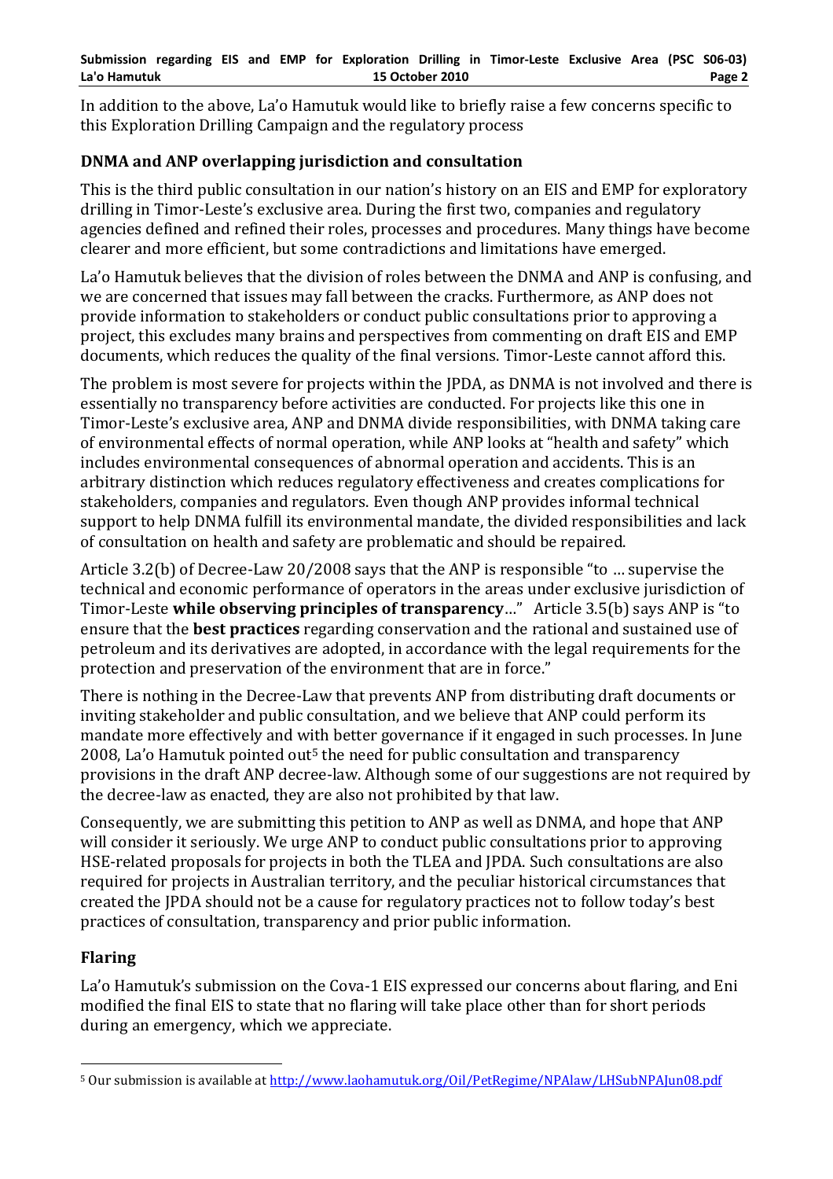In addition to the above, La'o Hamutuk would like to briefly raise a few concerns specific to this Exploration Drilling Campaign and the regulatory process

## DNMA and ANP overlapping jurisdiction and consultation

This is the third public consultation in our nation's history on an EIS and EMP for exploratory drilling in Timor-Leste's exclusive area. During the first two, companies and regulatory agencies defined and refined their roles, processes and procedures. Many things have become clearer and more efficient, but some contradictions and limitations have emerged.

La'o Hamutuk believes that the division of roles between the DNMA and ANP is confusing, and we are concerned that issues may fall between the cracks. Furthermore, as ANP does not provide information to stakeholders or conduct public consultations prior to approving a project, this excludes many brains and perspectives from commenting on draft EIS and EMP documents, which reduces the quality of the final versions. Timor-Leste cannot afford this.

The problem is most severe for projects within the JPDA, as DNMA is not involved and there is essentially no transparency before activities are conducted. For projects like this one in Timor-Leste's exclusive area, ANP and DNMA divide responsibilities, with DNMA taking care of environmental effects of normal operation, while ANP looks at "health and safety" which includes environmental consequences of abnormal operation and accidents. This is an arbitrary distinction which reduces regulatory effectiveness and creates complications for stakeholders, companies and regulators. Even though ANP provides informal technical support to help DNMA fulfill its environmental mandate, the divided responsibilities and lack of consultation on health and safety are problematic and should be repaired.

Article 3.2(b) of Decree-Law 20/2008 says that the ANP is responsible "to … supervise the technical and economic performance of operators in the areas under exclusive jurisdiction of Timor-Leste **while observing principles of transparency**…" Article 3.5(b) says ANP is "to ensure that the **best practices** regarding conservation and the rational and sustained use of petroleum and its derivatives are adopted, in accordance with the legal requirements for the protection and preservation of the environment that are in force."

There is nothing in the Decree-Law that prevents ANP from distributing draft documents or inviting stakeholder and public consultation, and we believe that ANP could perform its mandate more effectively and with better governance if it engaged in such processes. In June 2008, La'o Hamutuk pointed out[5] the need for public consultation and transparency provisions in the draft ANP decree-law. Although some of our suggestions are not required by the decree-law as enacted, they are also not prohibited by that law.

Consequently, we are submitting this petition to ANP as well as DNMA, and hope that ANP will consider it seriously. We urge ANP to conduct public consultations prior to approving HSE-related proposals for projects in both the TLEA and JPDA. Such consultations are also required for projects in Australian territory, and the peculiar historical circumstances that created the JPDA should not be a cause for regulatory practices not to follow today's best practices of consultation, transparency and prior public information.

## Flaring

La'o Hamutuk's submission on the Cova-1 EIS expressed our concerns about flaring, and Eni modified the final EIS to state that no flaring will take place other than for short periods during an emergency, which we appreciate.

---

[5] Our submission is available at http://www.laohamutuk.org/Oil/PetRegime/NPAlaw/LHSubNPAJun08.pdf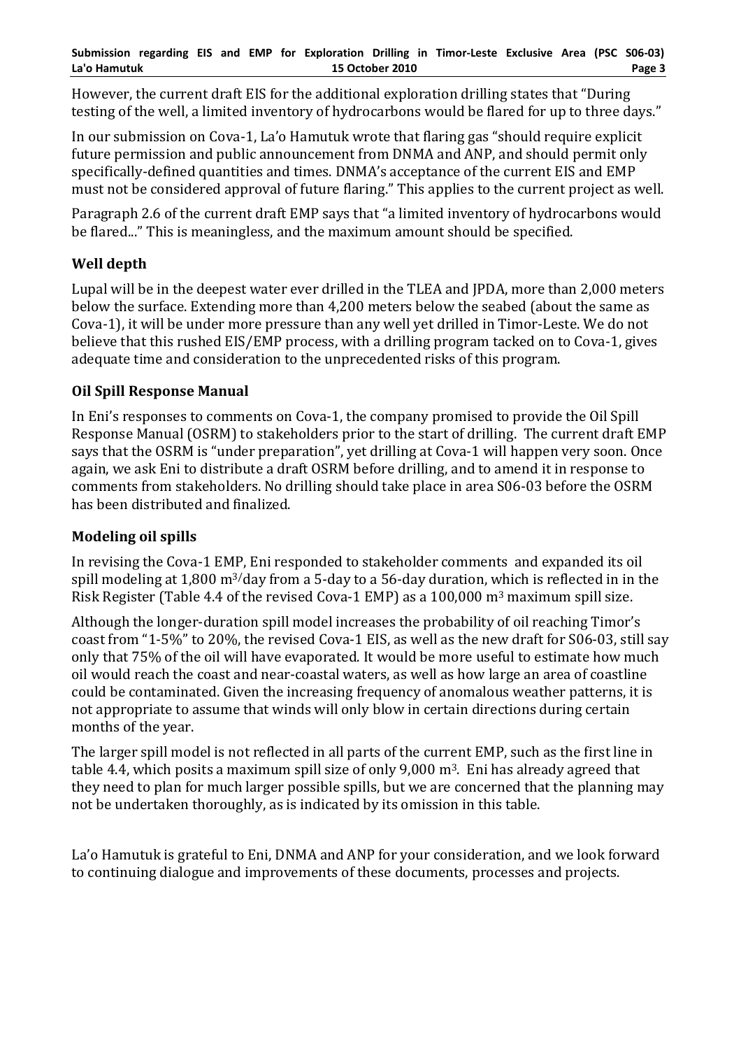However, the current draft EIS for the additional exploration drilling states that "During testing of the well, a limited inventory of hydrocarbons would be flared for up to three days."

In our submission on Cova-1, La'o Hamutuk wrote that flaring gas "should require explicit future permission and public announcement from DNMA and ANP, and should permit only specifically-defined quantities and times. DNMA's acceptance of the current EIS and EMP must not be considered approval of future flaring." This applies to the current project as well.

Paragraph 2.6 of the current draft EMP says that "a limited inventory of hydrocarbons would be flared..." This is meaningless, and the maximum amount should be specified.

### Well depth

Lupal will be in the deepest water ever drilled in the TLEA and JPDA, more than 2,000 meters below the surface. Extending more than 4,200 meters below the seabed (about the same as Cova-1), it will be under more pressure than any well yet drilled in Timor-Leste. We do not believe that this rushed EIS/EMP process, with a drilling program tacked on to Cova-1, gives adequate time and consideration to the unprecedented risks of this program.

### Oil Spill Response Manual

In Eni's responses to comments on Cova-1, the company promised to provide the Oil Spill Response Manual (OSRM) to stakeholders prior to the start of drilling. The current draft EMP says that the OSRM is "under preparation", yet drilling at Cova-1 will happen very soon. Once again, we ask Eni to distribute a draft OSRM before drilling, and to amend it in response to comments from stakeholders. No drilling should take place in area S06-03 before the OSRM has been distributed and finalized.

### Modeling oil spills

In revising the Cova-1 EMP, Eni responded to stakeholder comments and expanded its oil spill modeling at 1,800 $m^{3}$/day from a 5-day to a 56-day duration, which is reflected in in the Risk Register (Table 4.4 of the revised Cova-1 EMP) as a 100,000 $m^3$ maximum spill size.

Although the longer-duration spill model increases the probability of oil reaching Timor's coast from "1-5%" to 20%, the revised Cova-1 EIS, as well as the new draft for S06-03, still say only that 75% of the oil will have evaporated. It would be more useful to estimate how much oil would reach the coast and near-coastal waters, as well as how large an area of coastline could be contaminated. Given the increasing frequency of anomalous weather patterns, it is not appropriate to assume that winds will only blow in certain directions during certain months of the year.

The larger spill model is not reflected in all parts of the current EMP, such as the first line in table 4.4, which posits a maximum spill size of only 9,000 $m^3$. Eni has already agreed that they need to plan for much larger possible spills, but we are concerned that the planning may not be undertaken thoroughly, as is indicated by its omission in this table.

La'o Hamutuk is grateful to Eni, DNMA and ANP for your consideration, and we look forward to continuing dialogue and improvements of these documents, processes and projects.